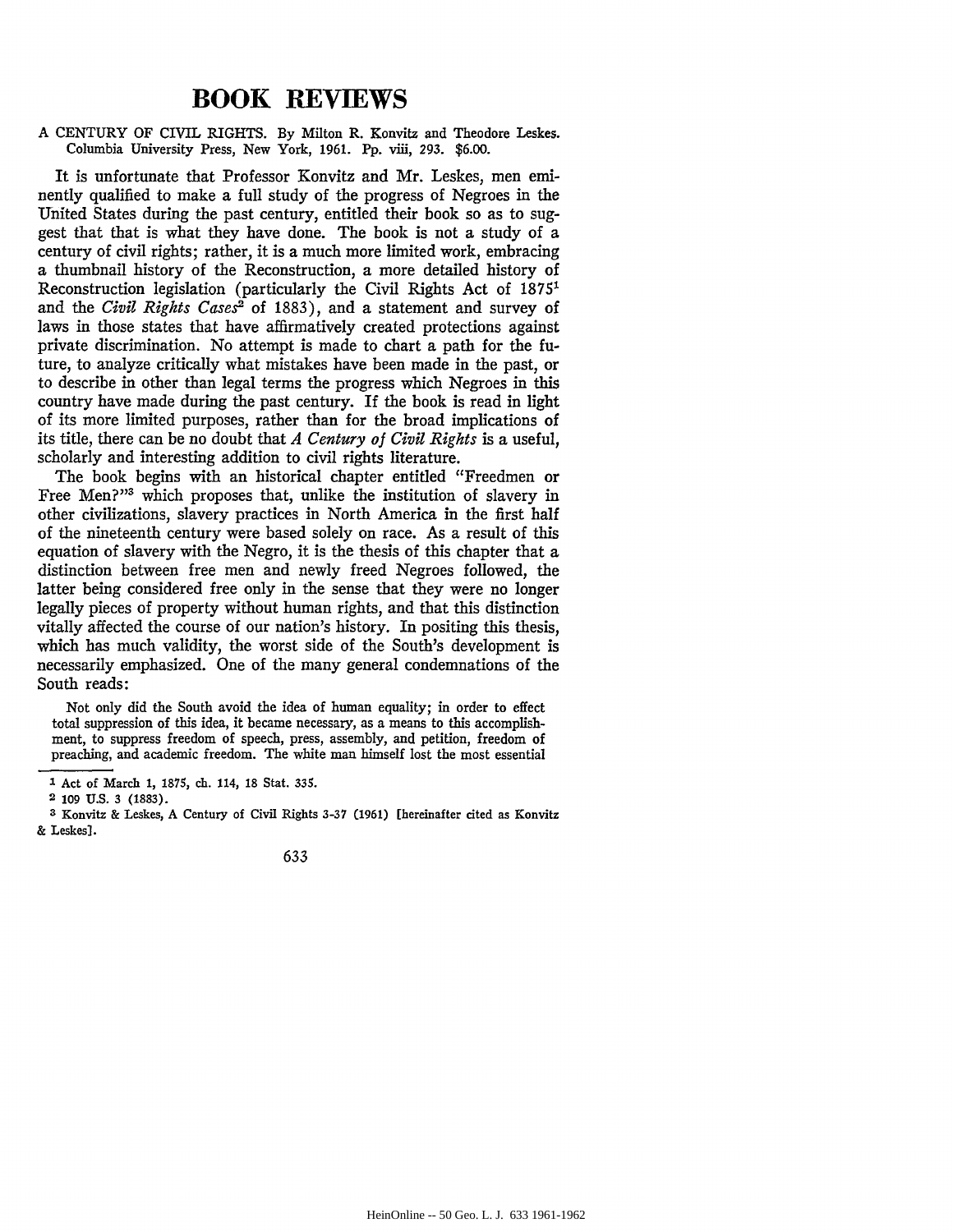# BOOK REVIEWS

A CENTURY OF CIVIL RIGHTS. By Milton R. Konvitz and Theodore Leskes. Columbia University Press, New York, 1961. Pp. viii, 293. $6.00.

It is unfortunate that Professor Konvitz and Mr. Leskes, men eminently qualified to make a full study of the progress of Negroes in the United States during the past century, entitled their book so as to suggest that that is what they have done. The book is not a study of a century of civil rights; rather, it is a much more limited work, embracing a thumbnail history of the Reconstruction, a more detailed history of Reconstruction legislation (particularly the Civil Rights Act of 1875[1] and the *Civil Rights Cases*[2] of 1883), and a statement and survey of laws in those states that have affirmatively created protections against private discrimination. No attempt is made to chart a path for the future, to analyze critically what mistakes have been made in the past, or to describe in other than legal terms the progress which Negroes in this country have made during the past century. If the book is read in light of its more limited purposes, rather than for the broad implications of its title, there can be no doubt that *A Century of Civil Rights* is a useful, scholarly and interesting addition to civil rights literature.

The book begins with an historical chapter entitled "Freedmen or Free Men?"[3] which proposes that, unlike the institution of slavery in other civilizations, slavery practices in North America in the first half of the nineteenth century were based solely on race. As a result of this equation of slavery with the Negro, it is the thesis of this chapter that a distinction between free men and newly freed Negroes followed, the latter being considered free only in the sense that they were no longer legally pieces of property without human rights, and that this distinction vitally affected the course of our nation's history. In positing this thesis, which has much validity, the worst side of the South's development is necessarily emphasized. One of the many general condemnations of the South reads:

> Not only did the South avoid the idea of human equality; in order to effect total suppression of this idea, it became necessary, as a means to this accomplishment, to suppress freedom of speech, press, assembly, and petition, freedom of preaching, and academic freedom. The white man himself lost the most essential

---

[1] Act of March 1, 1875, ch. 114, 18 Stat. 335.

[2] 109 U.S. 3 (1883).

[3] Konvitz & Leskes, A Century of Civil Rights 3-37 (1961) [hereinafter cited as Konvitz & Leskes].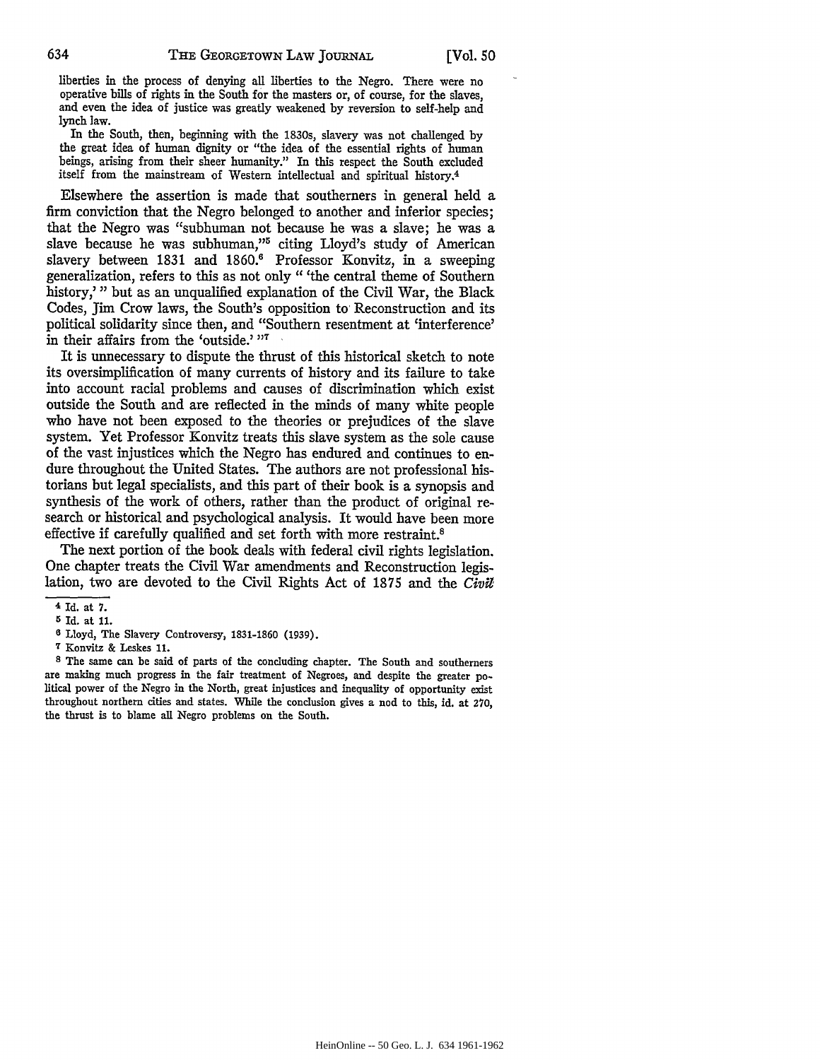liberties in the process of denying all liberties to the Negro. There were no operative bills of rights in the South for the masters or, of course, for the slaves, and even the idea of justice was greatly weakened by reversion to self-help and lynch law.

In the South, then, beginning with the 1830s, slavery was not challenged by the great idea of human dignity or "the idea of the essential rights of human beings, arising from their sheer humanity." In this respect the South excluded itself from the mainstream of Western intellectual and spiritual history.[4]

Elsewhere the assertion is made that southerners in general held a firm conviction that the Negro belonged to another and inferior species; that the Negro was "subhuman not because he was a slave; he was a slave because he was subhuman,"[5] citing Lloyd's study of American slavery between 1831 and 1860.[6] Professor Konvitz, in a sweeping generalization, refers to this as not only " 'the central theme of Southern history,' " but as an unqualified explanation of the Civil War, the Black Codes, Jim Crow laws, the South's opposition to Reconstruction and its political solidarity since then, and "Southern resentment at 'interference' in their affairs from the 'outside.' "[7]

It is unnecessary to dispute the thrust of this historical sketch to note its oversimplification of many currents of history and its failure to take into account racial problems and causes of discrimination which exist outside the South and are reflected in the minds of many white people who have not been exposed to the theories or prejudices of the slave system. Yet Professor Konvitz treats this slave system as the sole cause of the vast injustices which the Negro has endured and continues to endure throughout the United States. The authors are not professional historians but legal specialists, and this part of their book is a synopsis and synthesis of the work of others, rather than the product of original research or historical and psychological analysis. It would have been more effective if carefully qualified and set forth with more restraint.[8]

The next portion of the book deals with federal civil rights legislation. One chapter treats the Civil War amendments and Reconstruction legislation, two are devoted to the Civil Rights Act of 1875 and the *Civil*

---

[4] Id. at 7.

[5] Id. at 11.

[6] Lloyd, The Slavery Controversy, 1831-1860 (1939).

[7] Konvitz & Leskes 11.

[8] The same can be said of parts of the concluding chapter. The South and southerners are making much progress in the fair treatment of Negroes, and despite the greater political power of the Negro in the North, great injustices and inequality of opportunity exist throughout northern cities and states. While the conclusion gives a nod to this, id. at 270, the thrust is to blame all Negro problems on the South.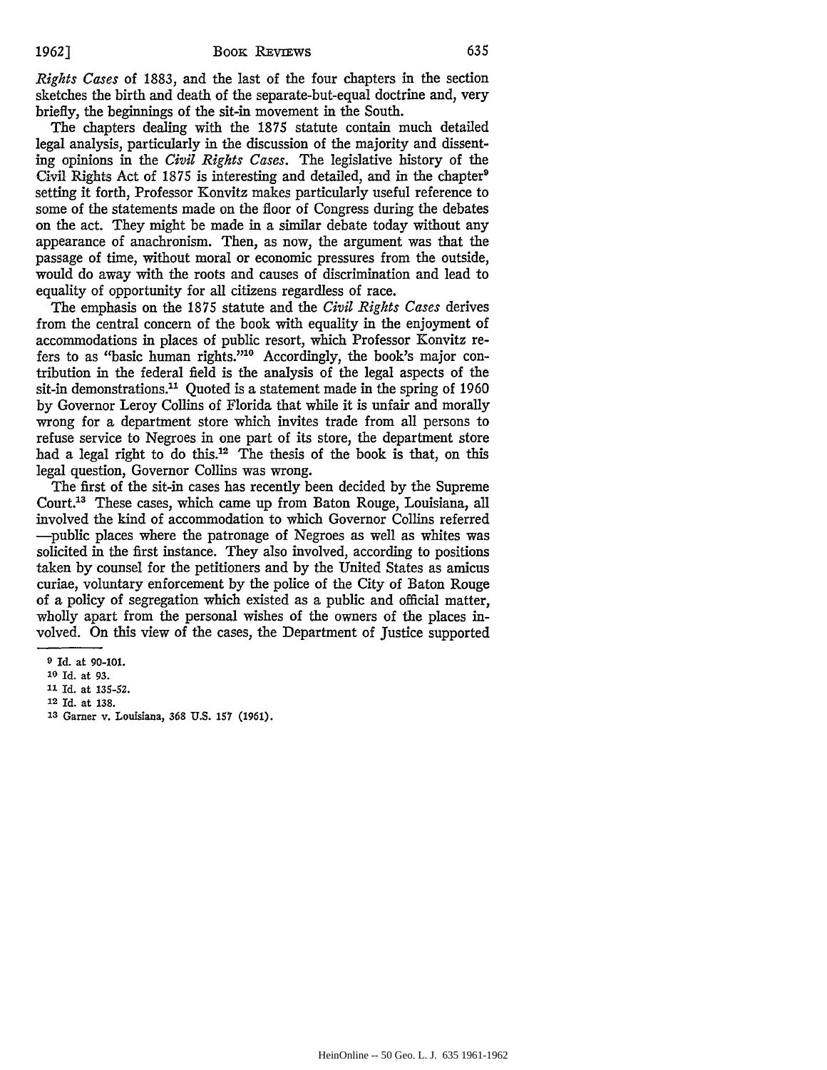*Rights Cases* of 1883, and the last of the four chapters in the section sketches the birth and death of the separate-but-equal doctrine and, very briefly, the beginnings of the sit-in movement in the South.

The chapters dealing with the 1875 statute contain much detailed legal analysis, particularly in the discussion of the majority and dissenting opinions in the *Civil Rights Cases*. The legislative history of the Civil Rights Act of 1875 is interesting and detailed, and in the chapter[9] setting it forth, Professor Konvitz makes particularly useful reference to some of the statements made on the floor of Congress during the debates on the act. They might be made in a similar debate today without any appearance of anachronism. Then, as now, the argument was that the passage of time, without moral or economic pressures from the outside, would do away with the roots and causes of discrimination and lead to equality of opportunity for all citizens regardless of race.

The emphasis on the 1875 statute and the *Civil Rights Cases* derives from the central concern of the book with equality in the enjoyment of accommodations in places of public resort, which Professor Konvitz refers to as "basic human rights."[10] Accordingly, the book's major contribution in the federal field is the analysis of the legal aspects of the sit-in demonstrations.[11] Quoted is a statement made in the spring of 1960 by Governor Leroy Collins of Florida that while it is unfair and morally wrong for a department store which invites trade from all persons to refuse service to Negroes in one part of its store, the department store had a legal right to do this.[12] The thesis of the book is that, on this legal question, Governor Collins was wrong.

The first of the sit-in cases has recently been decided by the Supreme Court.[13] These cases, which came up from Baton Rouge, Louisiana, all involved the kind of accommodation to which Governor Collins referred —public places where the patronage of Negroes as well as whites was solicited in the first instance. They also involved, according to positions taken by counsel for the petitioners and by the United States as amicus curiae, voluntary enforcement by the police of the City of Baton Rouge of a policy of segregation which existed as a public and official matter, wholly apart from the personal wishes of the owners of the places involved. On this view of the cases, the Department of Justice supported

---

[9] Id. at 90-101.

[10] Id. at 93.

[11] Id. at 135-52.

[12] Id. at 138.

[13] Garner v. Louisiana, 368 U.S. 157 (1961).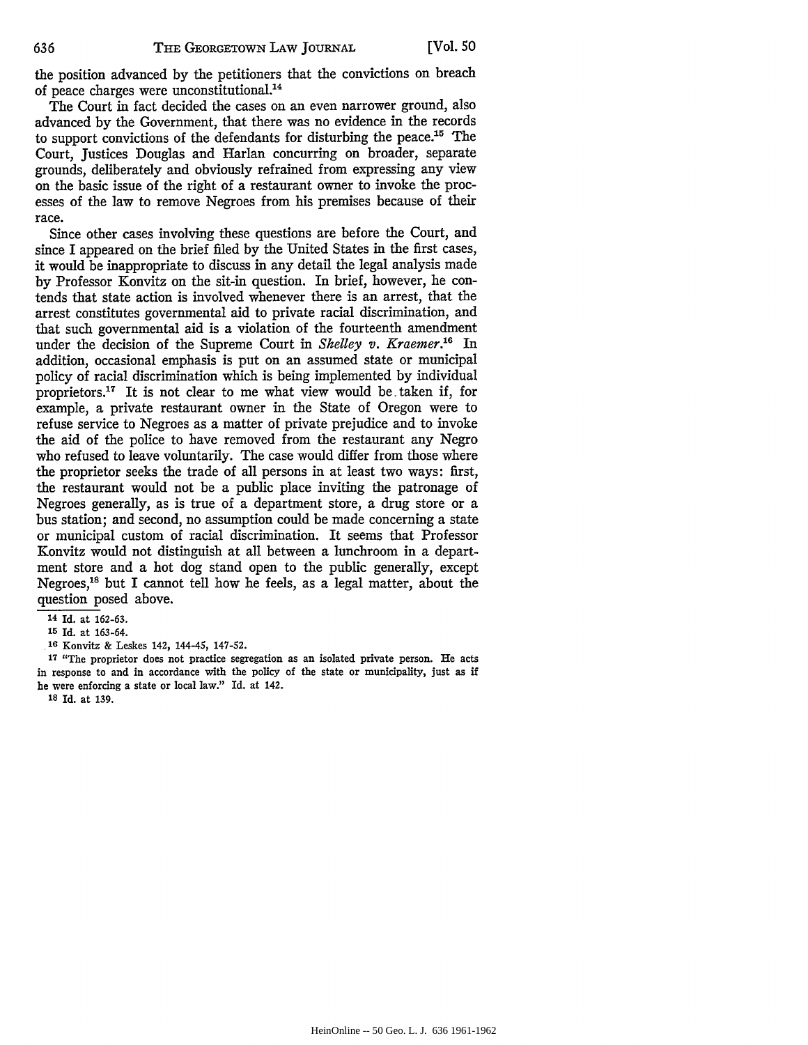the position advanced by the petitioners that the convictions on breach of peace charges were unconstitutional.[14]

The Court in fact decided the cases on an even narrower ground, also advanced by the Government, that there was no evidence in the records to support convictions of the defendants for disturbing the peace.[15] The Court, Justices Douglas and Harlan concurring on broader, separate grounds, deliberately and obviously refrained from expressing any view on the basic issue of the right of a restaurant owner to invoke the processes of the law to remove Negroes from his premises because of their race.

Since other cases involving these questions are before the Court, and since I appeared on the brief filed by the United States in the first cases, it would be inappropriate to discuss in any detail the legal analysis made by Professor Konvitz on the sit-in question. In brief, however, he contends that state action is involved whenever there is an arrest, that the arrest constitutes governmental aid to private racial discrimination, and that such governmental aid is a violation of the fourteenth amendment under the decision of the Supreme Court in *Shelley v. Kraemer*.[16] In addition, occasional emphasis is put on an assumed state or municipal policy of racial discrimination which is being implemented by individual proprietors.[17] It is not clear to me what view would be taken if, for example, a private restaurant owner in the State of Oregon were to refuse service to Negroes as a matter of private prejudice and to invoke the aid of the police to have removed from the restaurant any Negro who refused to leave voluntarily. The case would differ from those where the proprietor seeks the trade of all persons in at least two ways: first, the restaurant would not be a public place inviting the patronage of Negroes generally, as is true of a department store, a drug store or a bus station; and second, no assumption could be made concerning a state or municipal custom of racial discrimination. It seems that Professor Konvitz would not distinguish at all between a lunchroom in a department store and a hot dog stand open to the public generally, except Negroes,[18] but I cannot tell how he feels, as a legal matter, about the question posed above.

---

[14] Id. at 162-63.

[15] Id. at 163-64.

[16] Konvitz & Leskes 142, 144-45, 147-52.

[17] "The proprietor does not practice segregation as an isolated private person. He acts in response to and in accordance with the policy of the state or municipality, just as if he were enforcing a state or local law." Id. at 142.

[18] Id. at 139.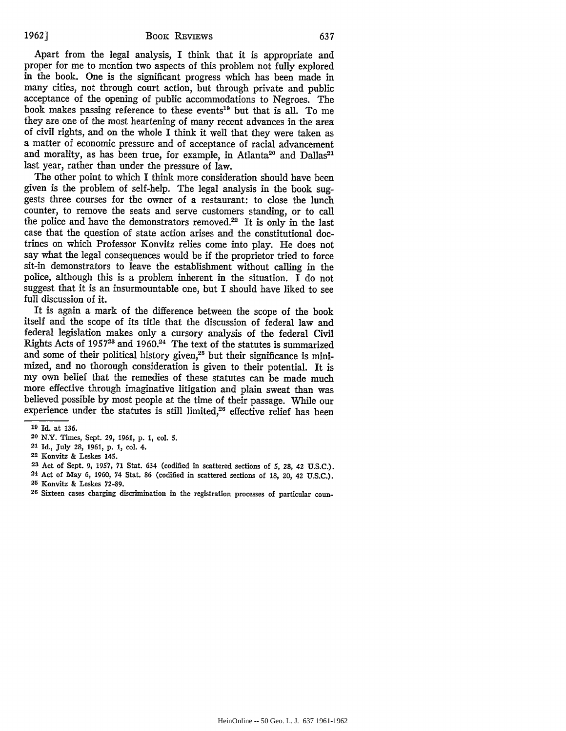Apart from the legal analysis, I think that it is appropriate and proper for me to mention two aspects of this problem not fully explored in the book. One is the significant progress which has been made in many cities, not through court action, but through private and public acceptance of the opening of public accommodations to Negroes. The book makes passing reference to these events[19] but that is all. To me they are one of the most heartening of many recent advances in the area of civil rights, and on the whole I think it well that they were taken as a matter of economic pressure and of acceptance of racial advancement and morality, as has been true, for example, in Atlanta[20] and Dallas[21] last year, rather than under the pressure of law.

The other point to which I think more consideration should have been given is the problem of self-help. The legal analysis in the book suggests three courses for the owner of a restaurant: to close the lunch counter, to remove the seats and serve customers standing, or to call the police and have the demonstrators removed.[22] It is only in the last case that the question of state action arises and the constitutional doctrines on which Professor Konvitz relies come into play. He does not say what the legal consequences would be if the proprietor tried to force sit-in demonstrators to leave the establishment without calling in the police, although this is a problem inherent in the situation. I do not suggest that it is an insurmountable one, but I should have liked to see full discussion of it.

It is again a mark of the difference between the scope of the book itself and the scope of its title that the discussion of federal law and federal legislation makes only a cursory analysis of the federal Civil Rights Acts of 1957[23] and 1960.[24] The text of the statutes is summarized and some of their political history given,[25] but their significance is minimized, and no thorough consideration is given to their potential. It is my own belief that the remedies of these statutes can be made much more effective through imaginative litigation and plain sweat than was believed possible by most people at the time of their passage. While our experience under the statutes is still limited,[26] effective relief has been

---

[19] Id. at 136.

[20] N.Y. Times, Sept. 29, 1961, p. 1, col. 5.

[21] Id., July 28, 1961, p. 1, col. 4.

[22] Konvitz & Leskes 145.

[23] Act of Sept. 9, 1957, 71 Stat. 634 (codified in scattered sections of 5, 28, 42 U.S.C.).

[24] Act of May 6, 1960, 74 Stat. 86 (codified in scattered sections of 18, 20, 42 U.S.C.).

[25] Konvitz & Leskes 72-89.

[26] Sixteen cases charging discrimination in the registration processes of particular coun-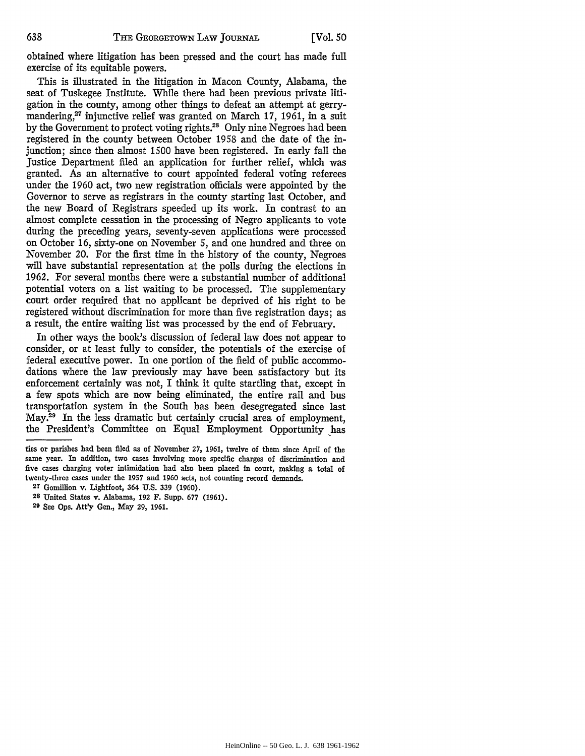obtained where litigation has been pressed and the court has made full exercise of its equitable powers.

This is illustrated in the litigation in Macon County, Alabama, the seat of Tuskegee Institute. While there had been previous private litigation in the county, among other things to defeat an attempt at gerrymandering,[27] injunctive relief was granted on March 17, 1961, in a suit by the Government to protect voting rights.[28] Only nine Negroes had been registered in the county between October 1958 and the date of the injunction; since then almost 1500 have been registered. In early fall the Justice Department filed an application for further relief, which was granted. As an alternative to court appointed federal voting referees under the 1960 act, two new registration officials were appointed by the Governor to serve as registrars in the county starting last October, and the new Board of Registrars speeded up its work. In contrast to an almost complete cessation in the processing of Negro applicants to vote during the preceding years, seventy-seven applications were processed on October 16, sixty-one on November 5, and one hundred and three on November 20. For the first time in the history of the county, Negroes will have substantial representation at the polls during the elections in 1962. For several months there were a substantial number of additional potential voters on a list waiting to be processed. The supplementary court order required that no applicant be deprived of his right to be registered without discrimination for more than five registration days; as a result, the entire waiting list was processed by the end of February.

In other ways the book's discussion of federal law does not appear to consider, or at least fully to consider, the potentials of the exercise of federal executive power. In one portion of the field of public accommodations where the law previously may have been satisfactory but its enforcement certainly was not, I think it quite startling that, except in a few spots which are now being eliminated, the entire rail and bus transportation system in the South has been desegregated since last May.[29] In the less dramatic but certainly crucial area of employment, the President's Committee on Equal Employment Opportunity has

---

ties or parishes had been filed as of November 27, 1961, twelve of them since April of the same year. In addition, two cases involving more specific charges of discrimination and five cases charging voter intimidation had also been placed in court, making a total of twenty-three cases under the 1957 and 1960 acts, not counting record demands.

[27] Gomillion v. Lightfoot, 364 U.S. 339 (1960).

[28] United States v. Alabama, 192 F. Supp. 677 (1961).

[29] See Ops. Att'y Gen., May 29, 1961.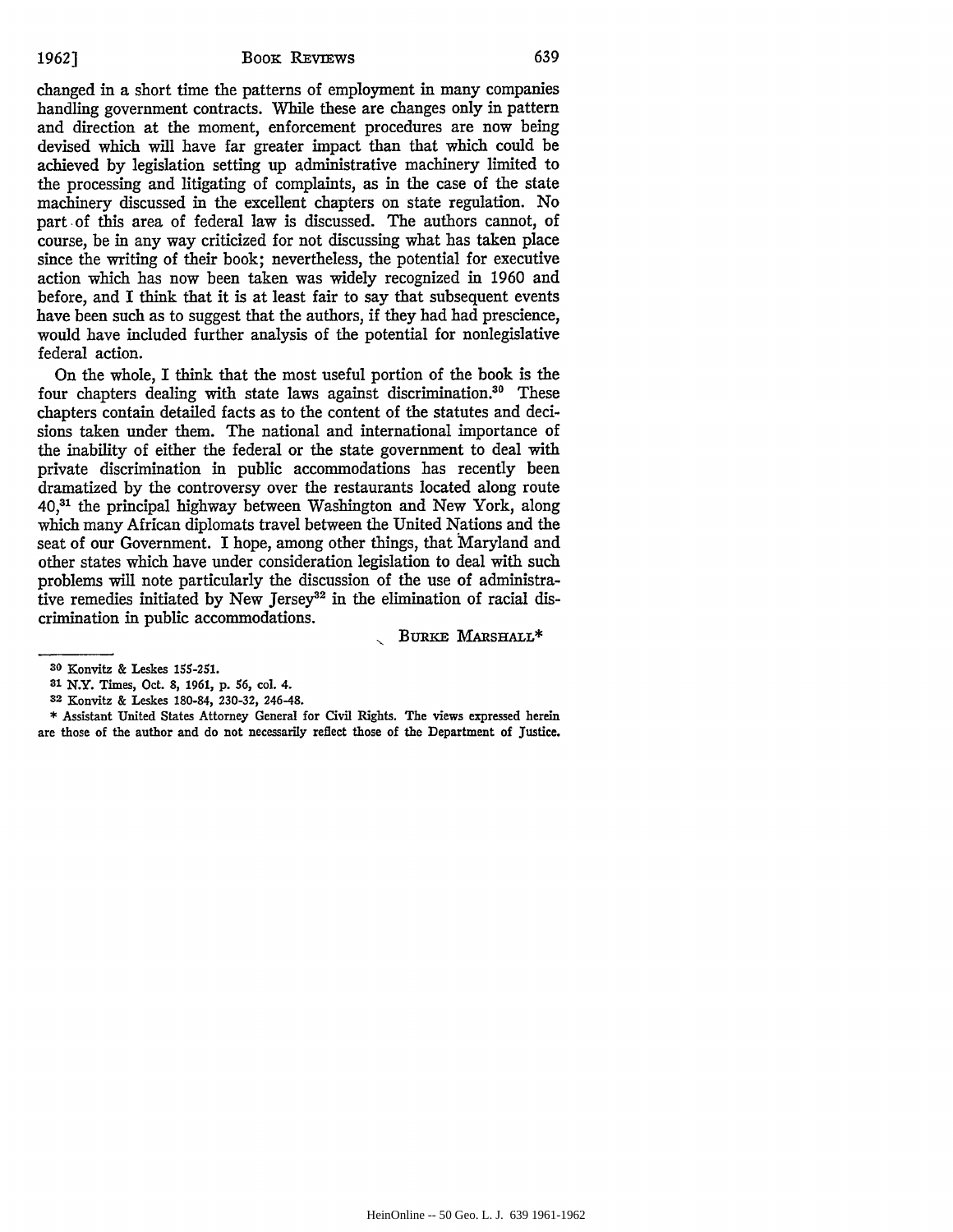changed in a short time the patterns of employment in many companies handling government contracts. While these are changes only in pattern and direction at the moment, enforcement procedures are now being devised which will have far greater impact than that which could be achieved by legislation setting up administrative machinery limited to the processing and litigating of complaints, as in the case of the state machinery discussed in the excellent chapters on state regulation. No part of this area of federal law is discussed. The authors cannot, of course, be in any way criticized for not discussing what has taken place since the writing of their book; nevertheless, the potential for executive action which has now been taken was widely recognized in 1960 and before, and I think that it is at least fair to say that subsequent events have been such as to suggest that the authors, if they had had prescience, would have included further analysis of the potential for nonlegislative federal action.

On the whole, I think that the most useful portion of the book is the four chapters dealing with state laws against discrimination.[30] These chapters contain detailed facts as to the content of the statutes and decisions taken under them. The national and international importance of the inability of either the federal or the state government to deal with private discrimination in public accommodations has recently been dramatized by the controversy over the restaurants located along route 40,[31] the principal highway between Washington and New York, along which many African diplomats travel between the United Nations and the seat of our Government. I hope, among other things, that Maryland and other states which have under consideration legislation to deal with such problems will note particularly the discussion of the use of administrative remedies initiated by New Jersey[32] in the elimination of racial discrimination in public accommodations.

BURKE MARSHALL*

---

[30] Konvitz & Leskes 155-251.

[31] N.Y. Times, Oct. 8, 1961, p. 56, col. 4.

[32] Konvitz & Leskes 180-84, 230-32, 246-48.

\* Assistant United States Attorney General for Civil Rights. The views expressed herein are those of the author and do not necessarily reflect those of the Department of Justice.